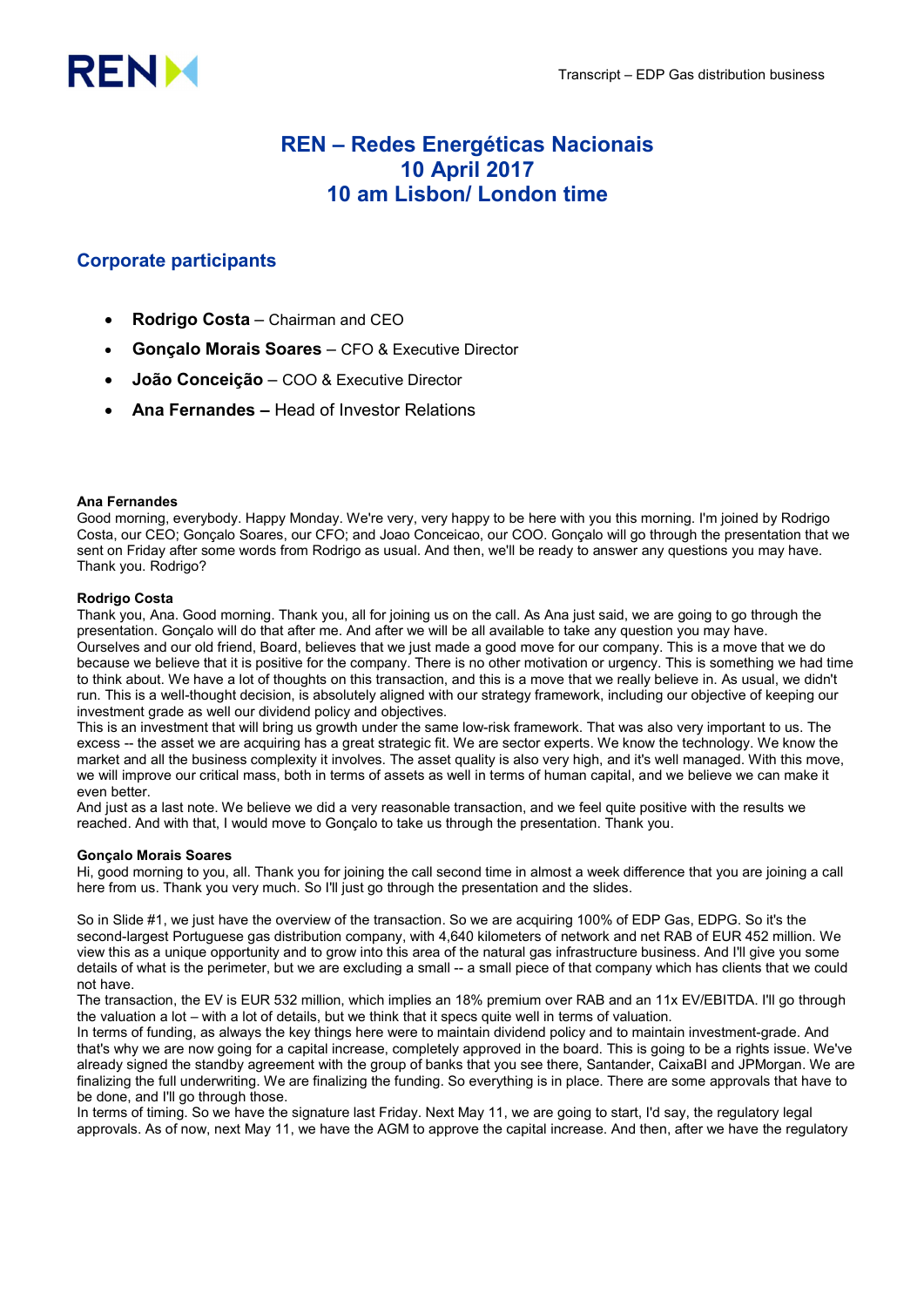# REN – Redes Energéticas Nacionais
# 10 April 2017
# 10 am Lisbon/ London time

## Corporate participants

- **Rodrigo Costa** – Chairman and CEO
- **Gonçalo Morais Soares** – CFO & Executive Director
- **João Conceição** – COO & Executive Director
- **Ana Fernandes –** Head of Investor Relations

**Ana Fernandes**
Good morning, everybody. Happy Monday. We're very, very happy to be here with you this morning. I'm joined by Rodrigo Costa, our CEO; Gonçalo Soares, our CFO; and Joao Conceicao, our COO. Gonçalo will go through the presentation that we sent on Friday after some words from Rodrigo as usual. And then, we'll be ready to answer any questions you may have. Thank you. Rodrigo?

**Rodrigo Costa**
Thank you, Ana. Good morning. Thank you, all for joining us on the call. As Ana just said, we are going to go through the presentation. Gonçalo will do that after me. And after we will be all available to take any question you may have.
Ourselves and our old friend, Board, believes that we just made a good move for our company. This is a move that we do because we believe that it is positive for the company. There is no other motivation or urgency. This is something we had time to think about. We have a lot of thoughts on this transaction, and this is a move that we really believe in. As usual, we didn't run. This is a well-thought decision, is absolutely aligned with our strategy framework, including our objective of keeping our investment grade as well our dividend policy and objectives.
This is an investment that will bring us growth under the same low-risk framework. That was also very important to us. The excess -- the asset we are acquiring has a great strategic fit. We are sector experts. We know the technology. We know the market and all the business complexity it involves. The asset quality is also very high, and it's well managed. With this move, we will improve our critical mass, both in terms of assets as well in terms of human capital, and we believe we can make it even better.
And just as a last note. We believe we did a very reasonable transaction, and we feel quite positive with the results we reached. And with that, I would move to Gonçalo to take us through the presentation. Thank you.

**Gonçalo Morais Soares**
Hi, good morning to you, all. Thank you for joining the call second time in almost a week difference that you are joining a call here from us. Thank you very much. So I'll just go through the presentation and the slides.

So in Slide #1, we just have the overview of the transaction. So we are acquiring 100% of EDP Gas, EDPG. So it's the second-largest Portuguese gas distribution company, with 4,640 kilometers of network and net RAB of EUR 452 million. We view this as a unique opportunity and to grow into this area of the natural gas infrastructure business. And I'll give you some details of what is the perimeter, but we are excluding a small -- a small piece of that company which has clients that we could not have.
The transaction, the EV is EUR 532 million, which implies an 18% premium over RAB and an 11x EV/EBITDA. I'll go through the valuation a lot – with a lot of details, but we think that it specs quite well in terms of valuation.
In terms of funding, as always the key things here were to maintain dividend policy and to maintain investment-grade. And that's why we are now going for a capital increase, completely approved in the board. This is going to be a rights issue. We've already signed the standby agreement with the group of banks that you see there, Santander, CaixaBI and JPMorgan. We are finalizing the full underwriting. We are finalizing the funding. So everything is in place. There are some approvals that have to be done, and I'll go through those.
In terms of timing. So we have the signature last Friday. Next May 11, we are going to start, I'd say, the regulatory legal approvals. As of now, next May 11, we have the AGM to approve the capital increase. And then, after we have the regulatory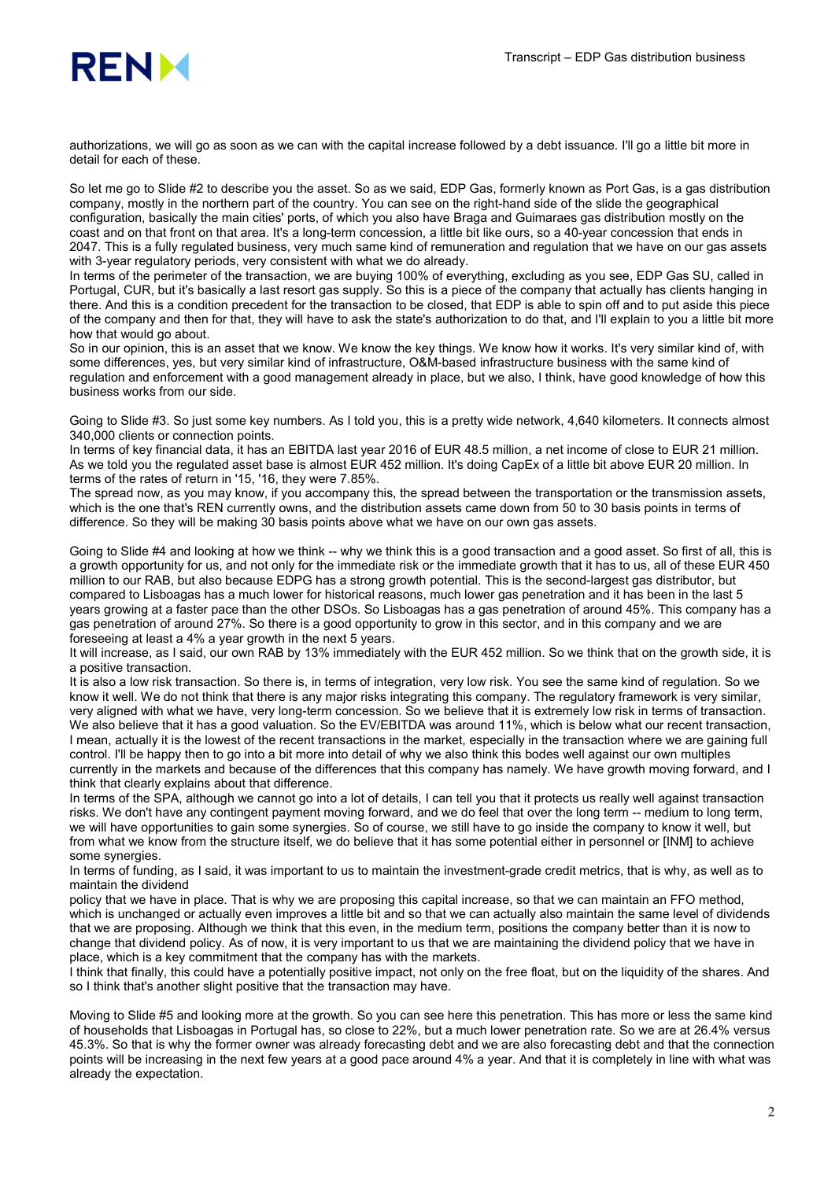authorizations, we will go as soon as we can with the capital increase followed by a debt issuance. I'll go a little bit more in detail for each of these.

So let me go to Slide #2 to describe you the asset. So as we said, EDP Gas, formerly known as Port Gas, is a gas distribution company, mostly in the northern part of the country. You can see on the right-hand side of the slide the geographical configuration, basically the main cities' ports, of which you also have Braga and Guimaraes gas distribution mostly on the coast and on that front on that area. It's a long-term concession, a little bit like ours, so a 40-year concession that ends in 2047. This is a fully regulated business, very much same kind of remuneration and regulation that we have on our gas assets with 3-year regulatory periods, very consistent with what we do already.
In terms of the perimeter of the transaction, we are buying 100% of everything, excluding as you see, EDP Gas SU, called in Portugal, CUR, but it's basically a last resort gas supply. So this is a piece of the company that actually has clients hanging in there. And this is a condition precedent for the transaction to be closed, that EDP is able to spin off and to put aside this piece of the company and then for that, they will have to ask the state's authorization to do that, and I'll explain to you a little bit more how that would go about.
So in our opinion, this is an asset that we know. We know the key things. We know how it works. It's very similar kind of, with some differences, yes, but very similar kind of infrastructure, O&M-based infrastructure business with the same kind of regulation and enforcement with a good management already in place, but we also, I think, have good knowledge of how this business works from our side.

Going to Slide #3. So just some key numbers. As I told you, this is a pretty wide network, 4,640 kilometers. It connects almost 340,000 clients or connection points.
In terms of key financial data, it has an EBITDA last year 2016 of EUR 48.5 million, a net income of close to EUR 21 million. As we told you the regulated asset base is almost EUR 452 million. It's doing CapEx of a little bit above EUR 20 million. In terms of the rates of return in '15, '16, they were 7.85%.
The spread now, as you may know, if you accompany this, the spread between the transportation or the transmission assets, which is the one that's REN currently owns, and the distribution assets came down from 50 to 30 basis points in terms of difference. So they will be making 30 basis points above what we have on our own gas assets.

Going to Slide #4 and looking at how we think -- why we think this is a good transaction and a good asset. So first of all, this is a growth opportunity for us, and not only for the immediate risk or the immediate growth that it has to us, all of these EUR 450 million to our RAB, but also because EDPG has a strong growth potential. This is the second-largest gas distributor, but compared to Lisboagas has a much lower for historical reasons, much lower gas penetration and it has been in the last 5 years growing at a faster pace than the other DSOs. So Lisboagas has a gas penetration of around 45%. This company has a gas penetration of around 27%. So there is a good opportunity to grow in this sector, and in this company and we are foreseeing at least a 4% a year growth in the next 5 years.
It will increase, as I said, our own RAB by 13% immediately with the EUR 452 million. So we think that on the growth side, it is a positive transaction.
It is also a low risk transaction. So there is, in terms of integration, very low risk. You see the same kind of regulation. So we know it well. We do not think that there is any major risks integrating this company. The regulatory framework is very similar, very aligned with what we have, very long-term concession. So we believe that it is extremely low risk in terms of transaction. We also believe that it has a good valuation. So the EV/EBITDA was around 11%, which is below what our recent transaction, I mean, actually it is the lowest of the recent transactions in the market, especially in the transaction where we are gaining full control. I'll be happy then to go into a bit more into detail of why we also think this bodes well against our own multiples currently in the markets and because of the differences that this company has namely. We have growth moving forward, and I think that clearly explains about that difference.
In terms of the SPA, although we cannot go into a lot of details, I can tell you that it protects us really well against transaction risks. We don't have any contingent payment moving forward, and we do feel that over the long term -- medium to long term, we will have opportunities to gain some synergies. So of course, we still have to go inside the company to know it well, but from what we know from the structure itself, we do believe that it has some potential either in personnel or [INM] to achieve some synergies.
In terms of funding, as I said, it was important to us to maintain the investment-grade credit metrics, that is why, as well as to maintain the dividend
policy that we have in place. That is why we are proposing this capital increase, so that we can maintain an FFO method, which is unchanged or actually even improves a little bit and so that we can actually also maintain the same level of dividends that we are proposing. Although we think that this even, in the medium term, positions the company better than it is now to change that dividend policy. As of now, it is very important to us that we are maintaining the dividend policy that we have in place, which is a key commitment that the company has with the markets.
I think that finally, this could have a potentially positive impact, not only on the free float, but on the liquidity of the shares. And so I think that's another slight positive that the transaction may have.

Moving to Slide #5 and looking more at the growth. So you can see here this penetration. This has more or less the same kind of households that Lisboagas in Portugal has, so close to 22%, but a much lower penetration rate. So we are at 26.4% versus 45.3%. So that is why the former owner was already forecasting debt and we are also forecasting debt and that the connection points will be increasing in the next few years at a good pace around 4% a year. And that it is completely in line with what was already the expectation.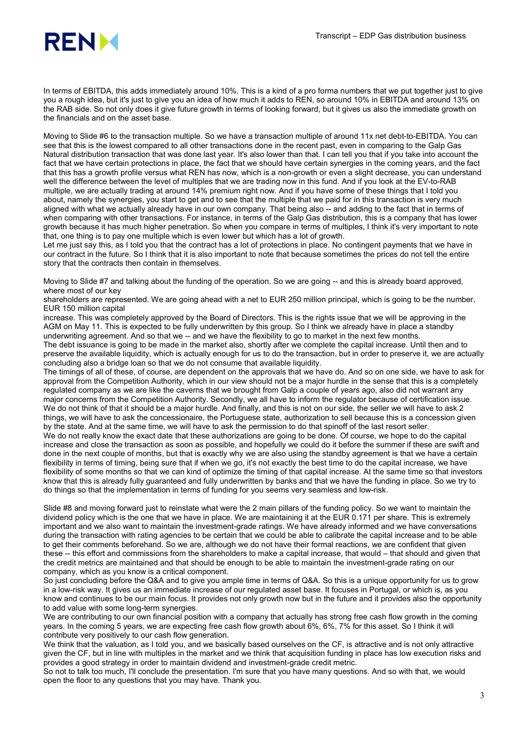In terms of EBITDA, this adds immediately around 10%. This is a kind of a pro forma numbers that we put together just to give you a rough idea, but it's just to give you an idea of how much it adds to REN, so around 10% in EBITDA and around 13% on the RAB side. So not only does it give future growth in terms of looking forward, but it gives us also the immediate growth on the financials and on the asset base.

Moving to Slide #6 to the transaction multiple. So we have a transaction multiple of around 11x net debt-to-EBITDA. You can see that this is the lowest compared to all other transactions done in the recent past, even in comparing to the Galp Gas Natural distribution transaction that was done last year. It's also lower than that. I can tell you that if you take into account the fact that we have certain protections in place, the fact that we should have certain synergies in the coming years, and the fact that this has a growth profile versus what REN has now, which is a non-growth or even a slight decrease, you can understand well the difference between the level of multiples that we are trading now in this fund. And if you look at the EV-to-RAB multiple, we are actually trading at around 14% premium right now. And if you have some of these things that I told you about, namely the synergies, you start to get and to see that the multiple that we paid for in this transaction is very much aligned with what we actually already have in our own company. That being also -- and adding to the fact that in terms of when comparing with other transactions. For instance, in terms of the Galp Gas distribution, this is a company that has lower growth because it has much higher penetration. So when you compare in terms of multiples, I think it's very important to note that, one thing is to pay one multiple which is even lower but which has a lot of growth.
Let me just say this, as I told you that the contract has a lot of protections in place. No contingent payments that we have in our contract in the future. So I think that it is also important to note that because sometimes the prices do not tell the entire story that the contracts then contain in themselves.

Moving to Slide #7 and talking about the funding of the operation. So we are going -- and this is already board approved, where most of our key
shareholders are represented. We are going ahead with a net to EUR 250 million principal, which is going to be the number, EUR 150 million capital
increase. This was completely approved by the Board of Directors. This is the rights issue that we will be approving in the AGM on May 11. This is expected to be fully underwritten by this group. So I think we already have in place a standby underwriting agreement. And so that we -- and we have the flexibility to go to market in the next few months.
The debt issuance is going to be made in the market also, shortly after we complete the capital increase. Until then and to preserve the available liquidity, which is actually enough for us to do the transaction, but in order to preserve it, we are actually concluding also a bridge loan so that we do not consume that available liquidity.
The timings of all of these, of course, are dependent on the approvals that we have do. And so on one side, we have to ask for approval from the Competition Authority, which in our view should not be a major hurdle in the sense that this is a completely regulated company as we are like the caverns that we brought from Galp a couple of years ago, also did not warrant any major concerns from the Competition Authority. Secondly, we all have to inform the regulator because of certification issue. We do not think of that it should be a major hurdle. And finally, and this is not on our side, the seller we will have to ask 2 things, we will have to ask the concessionaire, the Portuguese state, authorization to sell because this is a concession given by the state. And at the same time, we will have to ask the permission to do that spinoff of the last resort seller.
We do not really know the exact date that these authorizations are going to be done. Of course, we hope to do the capital increase and close the transaction as soon as possible, and hopefully we could do it before the summer if these are swift and done in the next couple of months, but that is exactly why we are also using the standby agreement is that we have a certain flexibility in terms of timing, being sure that if when we go, it's not exactly the best time to do the capital increase, we have flexibility of some months so that we can kind of optimize the timing of that capital increase. At the same time so that investors know that this is already fully guaranteed and fully underwritten by banks and that we have the funding in place. So we try to do things so that the implementation in terms of funding for you seems very seamless and low-risk.

Slide #8 and moving forward just to reinstate what were the 2 main pillars of the funding policy. So we want to maintain the dividend policy which is the one that we have in place. We are maintaining it at the EUR 0.171 per share. This is extremely important and we also want to maintain the investment-grade ratings. We have already informed and we have conversations during the transaction with rating agencies to be certain that we could be able to calibrate the capital increase and to be able to get their comments beforehand. So we are, although we do not have their formal reactions, we are confident that given these -- this effort and commissions from the shareholders to make a capital increase, that would – that should and given that the credit metrics are maintained and that should be enough to be able to maintain the investment-grade rating on our company, which as you know is a critical component.
So just concluding before the Q&A and to give you ample time in terms of Q&A. So this is a unique opportunity for us to grow in a low-risk way. It gives us an immediate increase of our regulated asset base. It focuses in Portugal, or which is, as you know and continues to be our main focus. It provides not only growth now but in the future and it provides also the opportunity to add value with some long-term synergies.
We are contributing to our own financial position with a company that actually has strong free cash flow growth in the coming years. In the coming 5 years, we are expecting free cash flow growth about 6%, 6%, 7% for this asset. So I think it will contribute very positively to our cash flow generation.
We think that the valuation, as I told you, and we basically based ourselves on the CF, is attractive and is not only attractive given the CF, but in line with multiples in the market and we think that acquisition funding in place has low execution risks and provides a good strategy in order to maintain dividend and investment-grade credit metric.
So not to talk too much, I'll conclude the presentation. I'm sure that you have many questions. And so with that, we would open the floor to any questions that you may have. Thank you.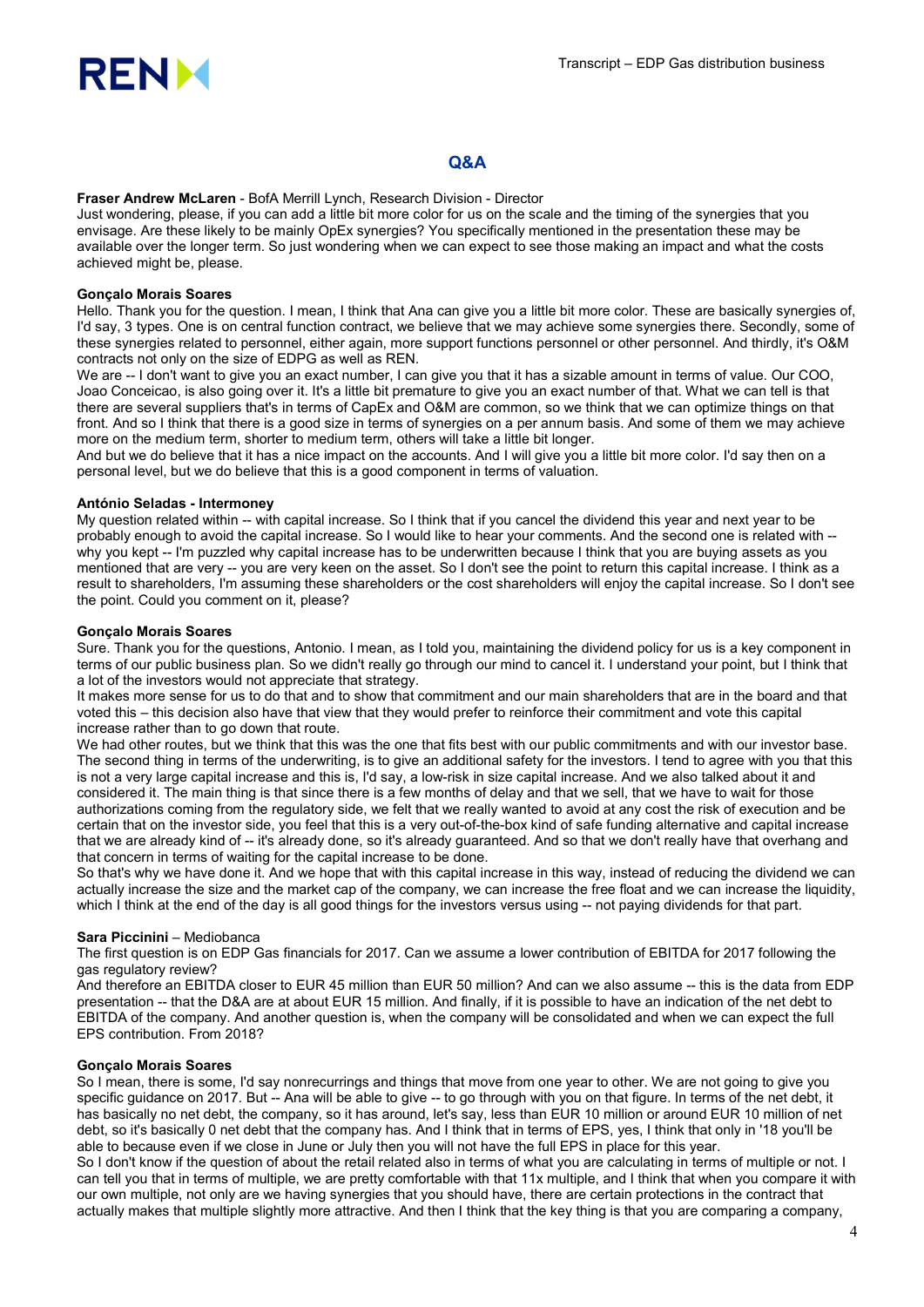## Q&A

**Fraser Andrew McLaren** - BofA Merrill Lynch, Research Division - Director
Just wondering, please, if you can add a little bit more color for us on the scale and the timing of the synergies that you envisage. Are these likely to be mainly OpEx synergies? You specifically mentioned in the presentation these may be available over the longer term. So just wondering when we can expect to see those making an impact and what the costs achieved might be, please.

**Gonçalo Morais Soares**
Hello. Thank you for the question. I mean, I think that Ana can give you a little bit more color. These are basically synergies of, I'd say, 3 types. One is on central function contract, we believe that we may achieve some synergies there. Secondly, some of these synergies related to personnel, either again, more support functions personnel or other personnel. And thirdly, it's O&M contracts not only on the size of EDPG as well as REN.
We are -- I don't want to give you an exact number, I can give you that it has a sizable amount in terms of value. Our COO, Joao Conceicao, is also going over it. It's a little bit premature to give you an exact number of that. What we can tell is that there are several suppliers that's in terms of CapEx and O&M are common, so we think that we can optimize things on that front. And so I think that there is a good size in terms of synergies on a per annum basis. And some of them we may achieve more on the medium term, shorter to medium term, others will take a little bit longer.
And but we do believe that it has a nice impact on the accounts. And I will give you a little bit more color. I'd say then on a personal level, but we do believe that this is a good component in terms of valuation.

**António Seladas - Intermoney**
My question related within -- with capital increase. So I think that if you cancel the dividend this year and next year to be probably enough to avoid the capital increase. So I would like to hear your comments. And the second one is related with -- why you kept -- I'm puzzled why capital increase has to be underwritten because I think that you are buying assets as you mentioned that are very -- you are very keen on the asset. So I don't see the point to return this capital increase. I think as a result to shareholders, I'm assuming these shareholders or the cost shareholders will enjoy the capital increase. So I don't see the point. Could you comment on it, please?

**Gonçalo Morais Soares**
Sure. Thank you for the questions, Antonio. I mean, as I told you, maintaining the dividend policy for us is a key component in terms of our public business plan. So we didn't really go through our mind to cancel it. I understand your point, but I think that a lot of the investors would not appreciate that strategy.
It makes more sense for us to do that and to show that commitment and our main shareholders that are in the board and that voted this – this decision also have that view that they would prefer to reinforce their commitment and vote this capital increase rather than to go down that route.
We had other routes, but we think that this was the one that fits best with our public commitments and with our investor base. The second thing in terms of the underwriting, is to give an additional safety for the investors. I tend to agree with you that this is not a very large capital increase and this is, I'd say, a low-risk in size capital increase. And we also talked about it and considered it. The main thing is that since there is a few months of delay and that we sell, that we have to wait for those authorizations coming from the regulatory side, we felt that we really wanted to avoid at any cost the risk of execution and be certain that on the investor side, you feel that this is a very out-of-the-box kind of safe funding alternative and capital increase that we are already kind of -- it's already done, so it's already guaranteed. And so that we don't really have that overhang and that concern in terms of waiting for the capital increase to be done.
So that's why we have done it. And we hope that with this capital increase in this way, instead of reducing the dividend we can actually increase the size and the market cap of the company, we can increase the free float and we can increase the liquidity, which I think at the end of the day is all good things for the investors versus using -- not paying dividends for that part.

**Sara Piccinini** – Mediobanca
The first question is on EDP Gas financials for 2017. Can we assume a lower contribution of EBITDA for 2017 following the gas regulatory review?
And therefore an EBITDA closer to EUR 45 million than EUR 50 million? And can we also assume -- this is the data from EDP presentation -- that the D&A are at about EUR 15 million. And finally, if it is possible to have an indication of the net debt to EBITDA of the company. And another question is, when the company will be consolidated and when we can expect the full EPS contribution. From 2018?

**Gonçalo Morais Soares**
So I mean, there is some, I'd say nonrecurrings and things that move from one year to other. We are not going to give you specific guidance on 2017. But -- Ana will be able to give -- to go through with you on that figure. In terms of the net debt, it has basically no net debt, the company, so it has around, let's say, less than EUR 10 million or around EUR 10 million of net debt, so it's basically 0 net debt that the company has. And I think that in terms of EPS, yes, I think that only in '18 you'll be able to because even if we close in June or July then you will not have the full EPS in place for this year.
So I don't know if the question of about the retail related also in terms of what you are calculating in terms of multiple or not. I can tell you that in terms of multiple, we are pretty comfortable with that 11x multiple, and I think that when you compare it with our own multiple, not only are we having synergies that you should have, there are certain protections in the contract that actually makes that multiple slightly more attractive. And then I think that the key thing is that you are comparing a company,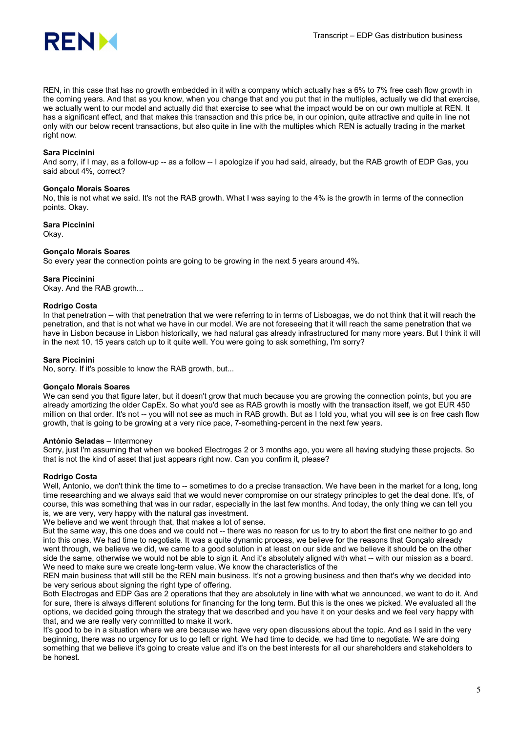REN, in this case that has no growth embedded in it with a company which actually has a 6% to 7% free cash flow growth in the coming years. And that as you know, when you change that and you put that in the multiples, actually we did that exercise, we actually went to our model and actually did that exercise to see what the impact would be on our own multiple at REN. It has a significant effect, and that makes this transaction and this price be, in our opinion, quite attractive and quite in line not only with our below recent transactions, but also quite in line with the multiples which REN is actually trading in the market right now.

**Sara Piccinini**
And sorry, if I may, as a follow-up -- as a follow -- I apologize if you had said, already, but the RAB growth of EDP Gas, you said about 4%, correct?

**Gonçalo Morais Soares**
No, this is not what we said. It's not the RAB growth. What I was saying to the 4% is the growth in terms of the connection points. Okay.

**Sara Piccinini**
Okay.

**Gonçalo Morais Soares**
So every year the connection points are going to be growing in the next 5 years around 4%.

**Sara Piccinini**
Okay. And the RAB growth...

**Rodrigo Costa**
In that penetration -- with that penetration that we were referring to in terms of Lisboagas, we do not think that it will reach the penetration, and that is not what we have in our model. We are not foreseeing that it will reach the same penetration that we have in Lisbon because in Lisbon historically, we had natural gas already infrastructured for many more years. But I think it will in the next 10, 15 years catch up to it quite well. You were going to ask something, I'm sorry?

**Sara Piccinini**
No, sorry. If it's possible to know the RAB growth, but...

**Gonçalo Morais Soares**
We can send you that figure later, but it doesn't grow that much because you are growing the connection points, but you are already amortizing the older CapEx. So what you'd see as RAB growth is mostly with the transaction itself, we got EUR 450 million on that order. It's not -- you will not see as much in RAB growth. But as I told you, what you will see is on free cash flow growth, that is going to be growing at a very nice pace, 7-something-percent in the next few years.

**António Seladas** – Intermoney
Sorry, just I'm assuming that when we booked Electrogas 2 or 3 months ago, you were all having studying these projects. So that is not the kind of asset that just appears right now. Can you confirm it, please?

**Rodrigo Costa**
Well, Antonio, we don't think the time to -- sometimes to do a precise transaction. We have been in the market for a long, long time researching and we always said that we would never compromise on our strategy principles to get the deal done. It's, of course, this was something that was in our radar, especially in the last few months. And today, the only thing we can tell you is, we are very, very happy with the natural gas investment.
We believe and we went through that, that makes a lot of sense.
But the same way, this one does and we could not -- there was no reason for us to try to abort the first one neither to go and into this ones. We had time to negotiate. It was a quite dynamic process, we believe for the reasons that Gonçalo already went through, we believe we did, we came to a good solution in at least on our side and we believe it should be on the other side the same, otherwise we would not be able to sign it. And it's absolutely aligned with what -- with our mission as a board. We need to make sure we create long-term value. We know the characteristics of the
REN main business that will still be the REN main business. It's not a growing business and then that's why we decided into be very serious about signing the right type of offering.
Both Electrogas and EDP Gas are 2 operations that they are absolutely in line with what we announced, we want to do it. And for sure, there is always different solutions for financing for the long term. But this is the ones we picked. We evaluated all the options, we decided going through the strategy that we described and you have it on your desks and we feel very happy with that, and we are really very committed to make it work.
It's good to be in a situation where we are because we have very open discussions about the topic. And as I said in the very beginning, there was no urgency for us to go left or right. We had time to decide, we had time to negotiate. We are doing something that we believe it's going to create value and it's on the best interests for all our shareholders and stakeholders to be honest.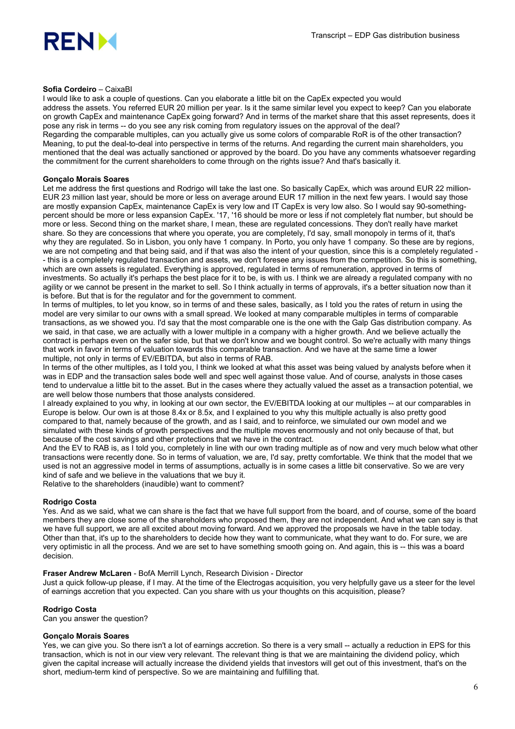**Sofia Cordeiro** – CaixaBI

I would like to ask a couple of questions. Can you elaborate a little bit on the CapEx expected you would address the assets. You referred EUR 20 million per year. Is it the same similar level you expect to keep? Can you elaborate on growth CapEx and maintenance CapEx going forward? And in terms of the market share that this asset represents, does it pose any risk in terms -- do you see any risk coming from regulatory issues on the approval of the deal?

Regarding the comparable multiples, can you actually give us some colors of comparable RoR is of the other transaction? Meaning, to put the deal-to-deal into perspective in terms of the returns. And regarding the current main shareholders, you mentioned that the deal was actually sanctioned or approved by the board. Do you have any comments whatsoever regarding the commitment for the current shareholders to come through on the rights issue? And that's basically it.

**Gonçalo Morais Soares**

Let me address the first questions and Rodrigo will take the last one. So basically CapEx, which was around EUR 22 million-EUR 23 million last year, should be more or less on average around EUR 17 million in the next few years. I would say those are mostly expansion CapEx, maintenance CapEx is very low and IT CapEx is very low also. So I would say 90-something-percent should be more or less expansion CapEx. '17, '16 should be more or less if not completely flat number, but should be more or less. Second thing on the market share, I mean, these are regulated concessions. They don't really have market share. So they are concessions that where you operate, you are completely, I'd say, small monopoly in terms of it, that's why they are regulated. So in Lisbon, you only have 1 company. In Porto, you only have 1 company. So these are by regions, we are not competing and that being said, and if that was also the intent of your question, since this is a completely regulated -- this is a completely regulated transaction and assets, we don't foresee any issues from the competition. So this is something, which are own assets is regulated. Everything is approved, regulated in terms of remuneration, approved in terms of investments. So actually it's perhaps the best place for it to be, is with us. I think we are already a regulated company with no agility or we cannot be present in the market to sell. So I think actually in terms of approvals, it's a better situation now than it is before. But that is for the regulator and for the government to comment.

In terms of multiples, to let you know, so in terms of and these sales, basically, as I told you the rates of return in using the model are very similar to our owns with a small spread. We looked at many comparable multiples in terms of comparable transactions, as we showed you. I'd say that the most comparable one is the one with the Galp Gas distribution company. As we said, in that case, we are actually with a lower multiple in a company with a higher growth. And we believe actually the contract is perhaps even on the safer side, but that we don't know and we bought control. So we're actually with many things that work in favor in terms of valuation towards this comparable transaction. And we have at the same time a lower multiple, not only in terms of EV/EBITDA, but also in terms of RAB.

In terms of the other multiples, as I told you, I think we looked at what this asset was being valued by analysts before when it was in EDP and the transaction sales bode well and spec well against those value. And of course, analysts in those cases tend to undervalue a little bit to the asset. But in the cases where they actually valued the asset as a transaction potential, we are well below those numbers that those analysts considered.

I already explained to you why, in looking at our own sector, the EV/EBITDA looking at our multiples -- at our comparables in Europe is below. Our own is at those 8.4x or 8.5x, and I explained to you why this multiple actually is also pretty good compared to that, namely because of the growth, and as I said, and to reinforce, we simulated our own model and we simulated with these kinds of growth perspectives and the multiple moves enormously and not only because of that, but because of the cost savings and other protections that we have in the contract.

And the EV to RAB is, as I told you, completely in line with our own trading multiple as of now and very much below what other transactions were recently done. So in terms of valuation, we are, I'd say, pretty comfortable. We think that the model that we used is not an aggressive model in terms of assumptions, actually is in some cases a little bit conservative. So we are very kind of safe and we believe in the valuations that we buy it.

Relative to the shareholders (inaudible) want to comment?

**Rodrigo Costa**

Yes. And as we said, what we can share is the fact that we have full support from the board, and of course, some of the board members they are close some of the shareholders who proposed them, they are not independent. And what we can say is that we have full support, we are all excited about moving forward. And we approved the proposals we have in the table today. Other than that, it's up to the shareholders to decide how they want to communicate, what they want to do. For sure, we are very optimistic in all the process. And we are set to have something smooth going on. And again, this is -- this was a board decision.

**Fraser Andrew McLaren** - BofA Merrill Lynch, Research Division - Director

Just a quick follow-up please, if I may. At the time of the Electrogas acquisition, you very helpfully gave us a steer for the level of earnings accretion that you expected. Can you share with us your thoughts on this acquisition, please?

**Rodrigo Costa**

Can you answer the question?

**Gonçalo Morais Soares**

Yes, we can give you. So there isn't a lot of earnings accretion. So there is a very small -- actually a reduction in EPS for this transaction, which is not in our view very relevant. The relevant thing is that we are maintaining the dividend policy, which given the capital increase will actually increase the dividend yields that investors will get out of this investment, that's on the short, medium-term kind of perspective. So we are maintaining and fulfilling that.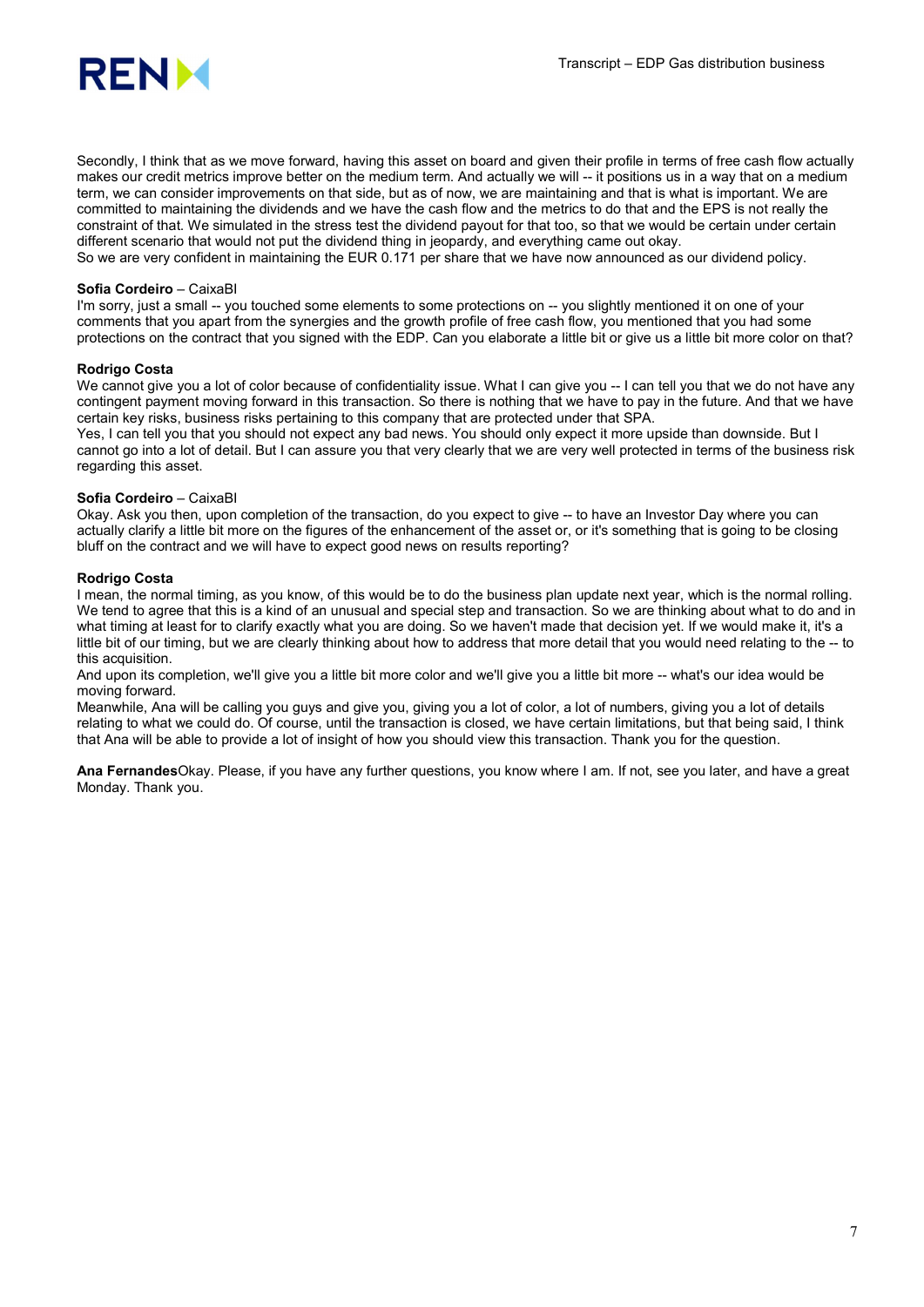Secondly, I think that as we move forward, having this asset on board and given their profile in terms of free cash flow actually makes our credit metrics improve better on the medium term. And actually we will -- it positions us in a way that on a medium term, we can consider improvements on that side, but as of now, we are maintaining and that is what is important. We are committed to maintaining the dividends and we have the cash flow and the metrics to do that and the EPS is not really the constraint of that. We simulated in the stress test the dividend payout for that too, so that we would be certain under certain different scenario that would not put the dividend thing in jeopardy, and everything came out okay.
So we are very confident in maintaining the EUR 0.171 per share that we have now announced as our dividend policy.

**Sofia Cordeiro** – CaixaBI
I'm sorry, just a small -- you touched some elements to some protections on -- you slightly mentioned it on one of your comments that you apart from the synergies and the growth profile of free cash flow, you mentioned that you had some protections on the contract that you signed with the EDP. Can you elaborate a little bit or give us a little bit more color on that?

**Rodrigo Costa**
We cannot give you a lot of color because of confidentiality issue. What I can give you -- I can tell you that we do not have any contingent payment moving forward in this transaction. So there is nothing that we have to pay in the future. And that we have certain key risks, business risks pertaining to this company that are protected under that SPA.
Yes, I can tell you that you should not expect any bad news. You should only expect it more upside than downside. But I cannot go into a lot of detail. But I can assure you that very clearly that we are very well protected in terms of the business risk regarding this asset.

**Sofia Cordeiro** – CaixaBI
Okay. Ask you then, upon completion of the transaction, do you expect to give -- to have an Investor Day where you can actually clarify a little bit more on the figures of the enhancement of the asset or, or it's something that is going to be closing bluff on the contract and we will have to expect good news on results reporting?

**Rodrigo Costa**
I mean, the normal timing, as you know, of this would be to do the business plan update next year, which is the normal rolling. We tend to agree that this is a kind of an unusual and special step and transaction. So we are thinking about what to do and in what timing at least for to clarify exactly what you are doing. So we haven't made that decision yet. If we would make it, it's a little bit of our timing, but we are clearly thinking about how to address that more detail that you would need relating to the -- to this acquisition.
And upon its completion, we'll give you a little bit more color and we'll give you a little bit more -- what's our idea would be moving forward.
Meanwhile, Ana will be calling you guys and give you, giving you a lot of color, a lot of numbers, giving you a lot of details relating to what we could do. Of course, until the transaction is closed, we have certain limitations, but that being said, I think that Ana will be able to provide a lot of insight of how you should view this transaction. Thank you for the question.

**Ana Fernandes**Okay. Please, if you have any further questions, you know where I am. If not, see you later, and have a great Monday. Thank you.